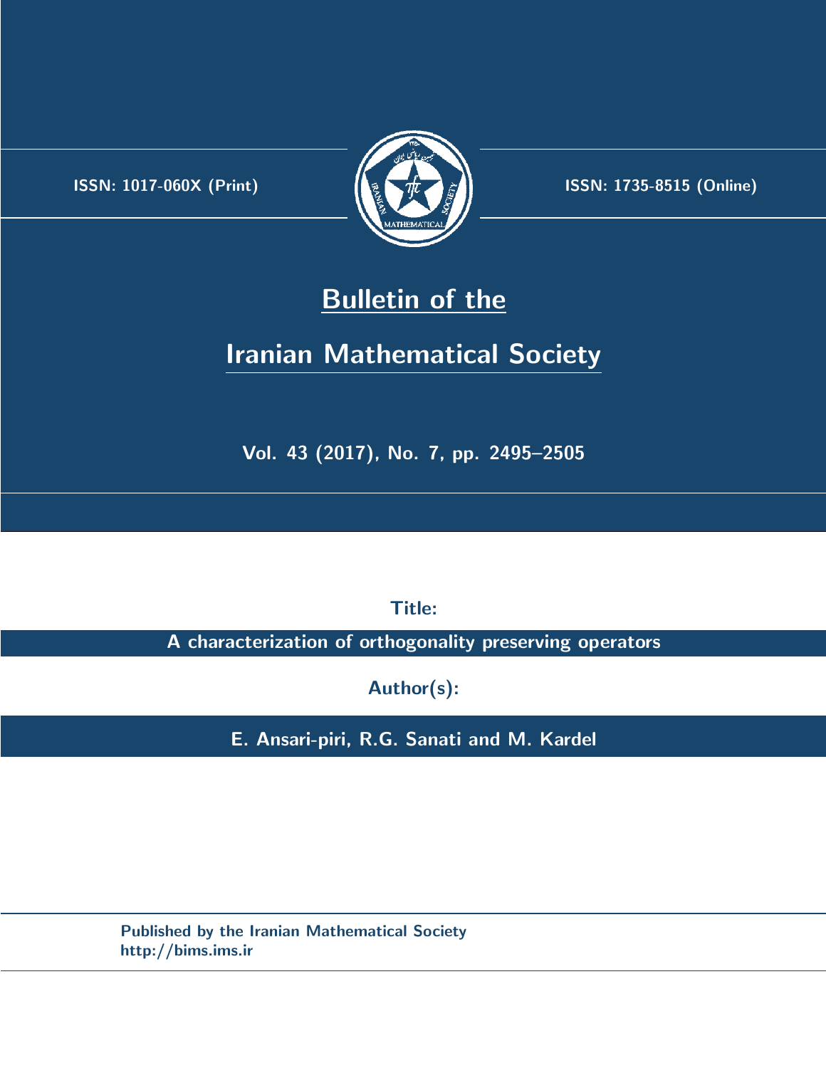ISSN: 1017-060X (Print)

ISSN: 1735-8515 (Online)

# Bulletin of the

# Iranian Mathematical Society

Vol. 43 (2017), No. 7, pp. 2495–2505

**Title:**

**A characterization of orthogonality preserving operators**

**Author(s):**

**E. Ansari-piri, R.G. Sanati and M. Kardel**

Published by the Iranian Mathematical Society
http://bims.ims.ir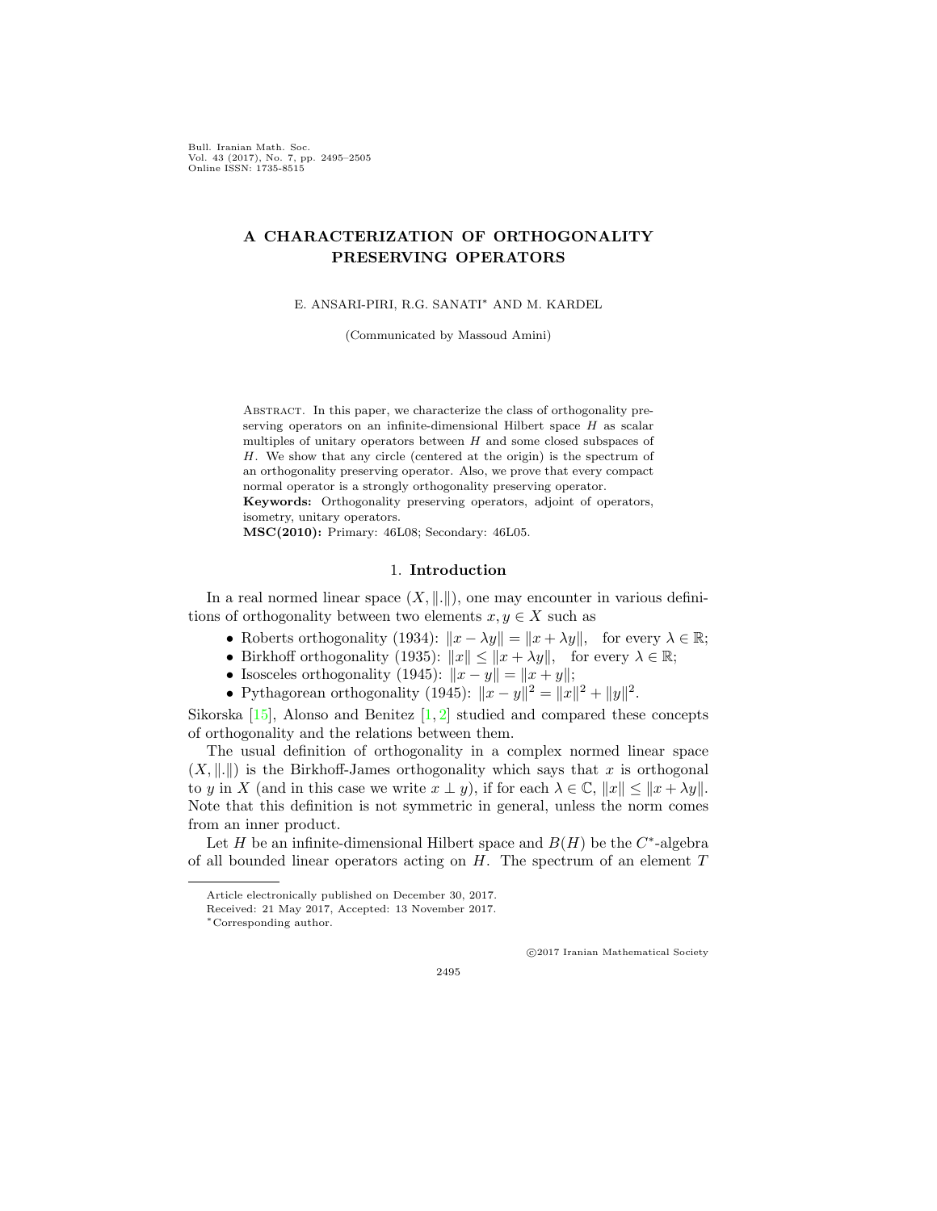# A CHARACTERIZATION OF ORTHOGONALITY PRESERVING OPERATORS

E. ANSARI-PIRI, R.G. SANATI* AND M. KARDEL

(Communicated by Massoud Amini)

Abstract. In this paper, we characterize the class of orthogonality preserving operators on an infinite-dimensional Hilbert space $H$ as scalar multiples of unitary operators between $H$ and some closed subspaces of $H$. We show that any circle (centered at the origin) is the spectrum of an orthogonality preserving operator. Also, we prove that every compact normal operator is a strongly orthogonality preserving operator.

**Keywords:** Orthogonality preserving operators, adjoint of operators, isometry, unitary operators.

**MSC(2010):** Primary: 46L08; Secondary: 46L05.

## 1. Introduction

In a real normed linear space $(X, \|.\|)$, one may encounter in various definitions of orthogonality between two elements $x, y \in X$ such as

- Roberts orthogonality (1934): $\|x - \lambda y\| = \|x + \lambda y\|$, for every $\lambda \in \mathbb{R}$;
- Birkhoff orthogonality (1935): $\|x\| \leq \|x + \lambda y\|$, for every $\lambda \in \mathbb{R}$;
- Isosceles orthogonality (1945): $\|x - y\| = \|x + y\|$;
- Pythagorean orthogonality (1945): $\|x - y\|^2 = \|x\|^2 + \|y\|^2$.

Sikorska [15], Alonso and Benitez [1, 2] studied and compared these concepts of orthogonality and the relations between them.

The usual definition of orthogonality in a complex normed linear space $(X, \|.\|)$ is the Birkhoff-James orthogonality which says that $x$ is orthogonal to $y$ in $X$ (and in this case we write $x \perp y$), if for each $\lambda \in \mathbb{C}$, $\|x\| \leq \|x + \lambda y\|$. Note that this definition is not symmetric in general, unless the norm comes from an inner product.

Let $H$ be an infinite-dimensional Hilbert space and $B(H)$ be the $C^*$-algebra of all bounded linear operators acting on $H$. The spectrum of an element $T$

Article electronically published on December 30, 2017.
Received: 21 May 2017, Accepted: 13 November 2017.
*Corresponding author.

©2017 Iranian Mathematical Society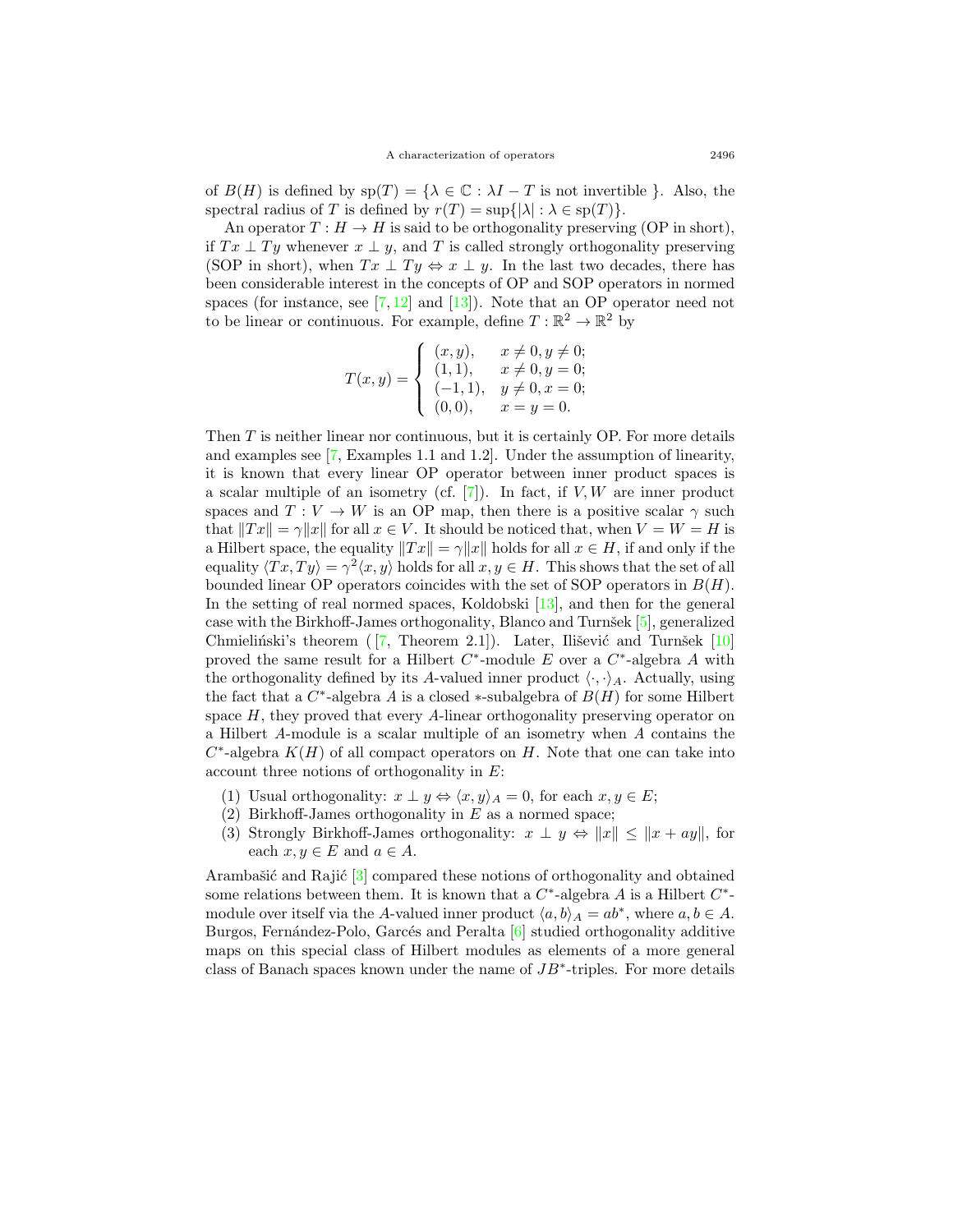of $B(H)$ is defined by $\mathrm{sp}(T) = \{\lambda \in \mathbb{C} : \lambda I - T \text{ is not invertible }\}$. Also, the spectral radius of $T$ is defined by $r(T) = \sup\{|\lambda| : \lambda \in \mathrm{sp}(T)\}$.

An operator $T : H \to H$ is said to be orthogonality preserving (OP in short), if $Tx \perp Ty$ whenever $x \perp y$, and $T$ is called strongly orthogonality preserving (SOP in short), when $Tx \perp Ty \Leftrightarrow x \perp y$. In the last two decades, there has been considerable interest in the concepts of OP and SOP operators in normed spaces (for instance, see [7, 12] and [13]). Note that an OP operator need not to be linear or continuous. For example, define $T : \mathbb{R}^2 \to \mathbb{R}^2$ by

$$T(x, y) = \begin{cases} (x, y), & x \neq 0, y \neq 0; \\ (1, 1), & x \neq 0, y = 0; \\ (-1, 1), & y \neq 0, x = 0; \\ (0, 0), & x = y = 0. \end{cases}$$

Then $T$ is neither linear nor continuous, but it is certainly OP. For more details and examples see [7, Examples 1.1 and 1.2]. Under the assumption of linearity, it is known that every linear OP operator between inner product spaces is a scalar multiple of an isometry (cf. [7]). In fact, if $V, W$ are inner product spaces and $T : V \to W$ is an OP map, then there is a positive scalar $\gamma$ such that $\|Tx\| = \gamma\|x\|$ for all $x \in V$. It should be noticed that, when $V = W = H$ is a Hilbert space, the equality $\|Tx\| = \gamma\|x\|$ holds for all $x \in H$, if and only if the equality $\langle Tx, Ty\rangle = \gamma^2\langle x, y\rangle$ holds for all $x, y \in H$. This shows that the set of all bounded linear OP operators coincides with the set of SOP operators in $B(H)$. In the setting of real normed spaces, Koldobski [13], and then for the general case with the Birkhoff-James orthogonality, Blanco and Turnšek [5], generalized Chmieliński's theorem ([7, Theorem 2.1]). Later, Ilišević and Turnšek [10] proved the same result for a Hilbert $C^*$-module $E$ over a $C^*$-algebra $A$ with the orthogonality defined by its $A$-valued inner product $\langle\cdot, \cdot\rangle_A$. Actually, using the fact that a $C^*$-algebra $A$ is a closed $*$-subalgebra of $B(H)$ for some Hilbert space $H$, they proved that every $A$-linear orthogonality preserving operator on a Hilbert $A$-module is a scalar multiple of an isometry when $A$ contains the $C^*$-algebra $K(H)$ of all compact operators on $H$. Note that one can take into account three notions of orthogonality in $E$:

(1) Usual orthogonality: $x \perp y \Leftrightarrow \langle x, y\rangle_A = 0$, for each $x, y \in E$;
(2) Birkhoff-James orthogonality in $E$ as a normed space;
(3) Strongly Birkhoff-James orthogonality: $x \perp y \Leftrightarrow \|x\| \leq \|x + ay\|$, for each $x, y \in E$ and $a \in A$.

Arambašić and Rajić [3] compared these notions of orthogonality and obtained some relations between them. It is known that a $C^*$-algebra $A$ is a Hilbert $C^*$-module over itself via the $A$-valued inner product $\langle a, b\rangle_A = ab^*$, where $a, b \in A$. Burgos, Fernández-Polo, Garcés and Peralta [6] studied orthogonality additive maps on this special class of Hilbert modules as elements of a more general class of Banach spaces known under the name of $JB^*$-triples. For more details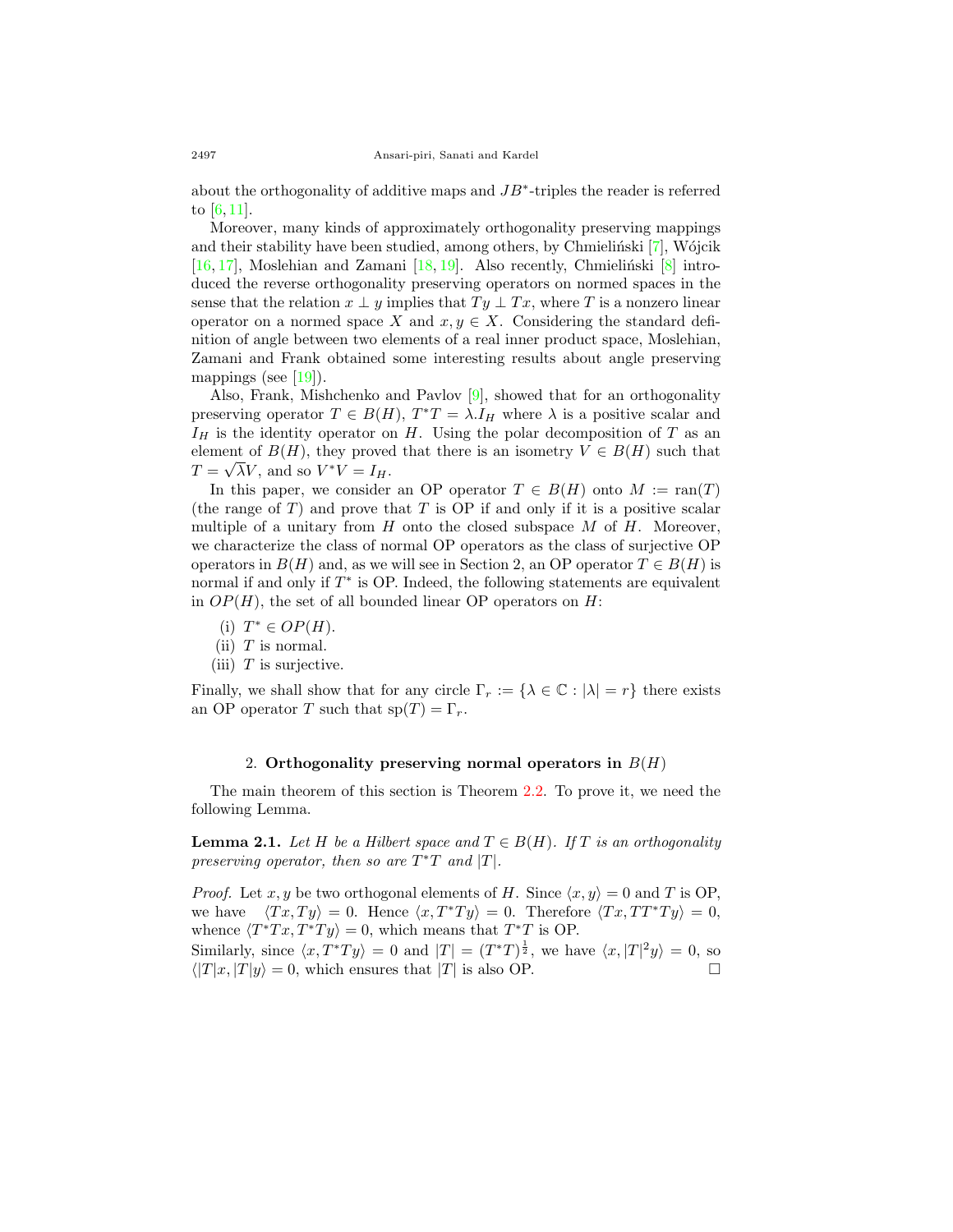about the orthogonality of additive maps and $JB^*$-triples the reader is referred to [6, 11].

Moreover, many kinds of approximately orthogonality preserving mappings and their stability have been studied, among others, by Chmieliński [7], Wójcik [16, 17], Moslehian and Zamani [18, 19]. Also recently, Chmieliński [8] introduced the reverse orthogonality preserving operators on normed spaces in the sense that the relation $x \perp y$ implies that $Ty \perp Tx$, where $T$ is a nonzero linear operator on a normed space $X$ and $x, y \in X$. Considering the standard definition of angle between two elements of a real inner product space, Moslehian, Zamani and Frank obtained some interesting results about angle preserving mappings (see [19]).

Also, Frank, Mishchenko and Pavlov [9], showed that for an orthogonality preserving operator $T \in B(H)$, $T^*T = \lambda.I_H$ where $\lambda$ is a positive scalar and $I_H$ is the identity operator on $H$. Using the polar decomposition of $T$ as an element of $B(H)$, they proved that there is an isometry $V \in B(H)$ such that $T = \sqrt{\lambda}V$, and so $V^*V = I_H$.

In this paper, we consider an OP operator $T \in B(H)$ onto $M := \text{ran}(T)$ (the range of $T$) and prove that $T$ is OP if and only if it is a positive scalar multiple of a unitary from $H$ onto the closed subspace $M$ of $H$. Moreover, we characterize the class of normal OP operators as the class of surjective OP operators in $B(H)$ and, as we will see in Section 2, an OP operator $T \in B(H)$ is normal if and only if $T^*$ is OP. Indeed, the following statements are equivalent in $OP(H)$, the set of all bounded linear OP operators on $H$:

(i) $T^* \in OP(H)$.
(ii) $T$ is normal.
(iii) $T$ is surjective.

Finally, we shall show that for any circle $\Gamma_r := \{\lambda \in \mathbb{C} : |\lambda| = r\}$ there exists an OP operator $T$ such that $\text{sp}(T) = \Gamma_r$.

## 2. Orthogonality preserving normal operators in $B(H)$

The main theorem of this section is Theorem 2.2. To prove it, we need the following Lemma.

**Lemma 2.1.** *Let $H$ be a Hilbert space and $T \in B(H)$. If $T$ is an orthogonality preserving operator, then so are $T^*T$ and $|T|$.*

*Proof.* Let $x, y$ be two orthogonal elements of $H$. Since $\langle x, y\rangle = 0$ and $T$ is OP, we have $\langle Tx, Ty\rangle = 0$. Hence $\langle x, T^*Ty\rangle = 0$. Therefore $\langle Tx, TT^*Ty\rangle = 0$, whence $\langle T^*Tx, T^*Ty\rangle = 0$, which means that $T^*T$ is OP.
Similarly, since $\langle x, T^*Ty\rangle = 0$ and $|T| = (T^*T)^{\frac{1}{2}}$, we have $\langle x, |T|^2y\rangle = 0$, so $\langle |T|x, |T|y\rangle = 0$, which ensures that $|T|$ is also OP. $\square$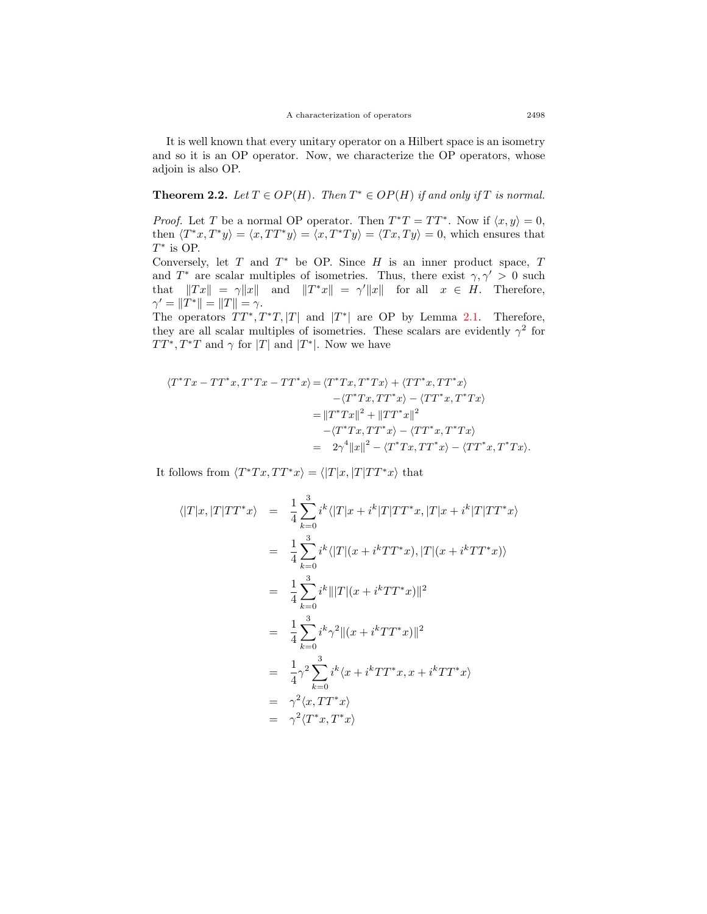It is well known that every unitary operator on a Hilbert space is an isometry and so it is an OP operator. Now, we characterize the OP operators, whose adjoin is also OP.

**Theorem 2.2.** *Let $T \in OP(H)$. Then $T^* \in OP(H)$ if and only if $T$ is normal.*

*Proof.* Let $T$ be a normal OP operator. Then $T^*T = TT^*$. Now if $\langle x, y\rangle = 0$, then $\langle T^*x, T^*y\rangle = \langle x, TT^*y\rangle = \langle x, T^*Ty\rangle = \langle Tx, Ty\rangle = 0$, which ensures that $T^*$ is OP.
Conversely, let $T$ and $T^*$ be OP. Since $H$ is an inner product space, $T$ and $T^*$ are scalar multiples of isometries. Thus, there exist $\gamma, \gamma' > 0$ such that $\|Tx\| = \gamma\|x\|$ and $\|T^*x\| = \gamma'\|x\|$ for all $x \in H$. Therefore, $\gamma' = \|T^*\| = \|T\| = \gamma$.
The operators $TT^*, T^*T, |T|$ and $|T^*|$ are OP by Lemma 2.1. Therefore, they are all scalar multiples of isometries. These scalars are evidently $\gamma^2$ for $TT^*, T^*T$ and $\gamma$ for $|T|$ and $|T^*|$. Now we have

$$
\begin{aligned}
\langle T^*Tx - TT^*x, T^*Tx - TT^*x\rangle &= \langle T^*Tx, T^*Tx\rangle + \langle TT^*x, TT^*x\rangle \\
&\quad -\langle T^*Tx, TT^*x\rangle - \langle TT^*x, T^*Tx\rangle \\
&= \|T^*Tx\|^2 + \|TT^*x\|^2 \\
&\quad -\langle T^*Tx, TT^*x\rangle - \langle TT^*x, T^*Tx\rangle \\
&= 2\gamma^4\|x\|^2 - \langle T^*Tx, TT^*x\rangle - \langle TT^*x, T^*Tx\rangle.
\end{aligned}
$$

It follows from $\langle T^*Tx, TT^*x\rangle = \langle |T|x, |T|TT^*x\rangle$ that

$$
\begin{aligned}
\langle |T|x, |T|TT^*x\rangle &= \frac{1}{4}\sum_{k=0}^{3} i^k \langle |T|x + i^k|T|TT^*x, |T|x + i^k|T|TT^*x\rangle \\
&= \frac{1}{4}\sum_{k=0}^{3} i^k \langle |T|(x + i^kTT^*x), |T|(x + i^kTT^*x)\rangle \\
&= \frac{1}{4}\sum_{k=0}^{3} i^k \||T|(x + i^kTT^*x)\|^2 \\
&= \frac{1}{4}\sum_{k=0}^{3} i^k \gamma^2 \|(x + i^kTT^*x)\|^2 \\
&= \frac{1}{4}\gamma^2\sum_{k=0}^{3} i^k \langle x + i^kTT^*x, x + i^kTT^*x\rangle \\
&= \gamma^2\langle x, TT^*x\rangle \\
&= \gamma^2\langle T^*x, T^*x\rangle
\end{aligned}
$$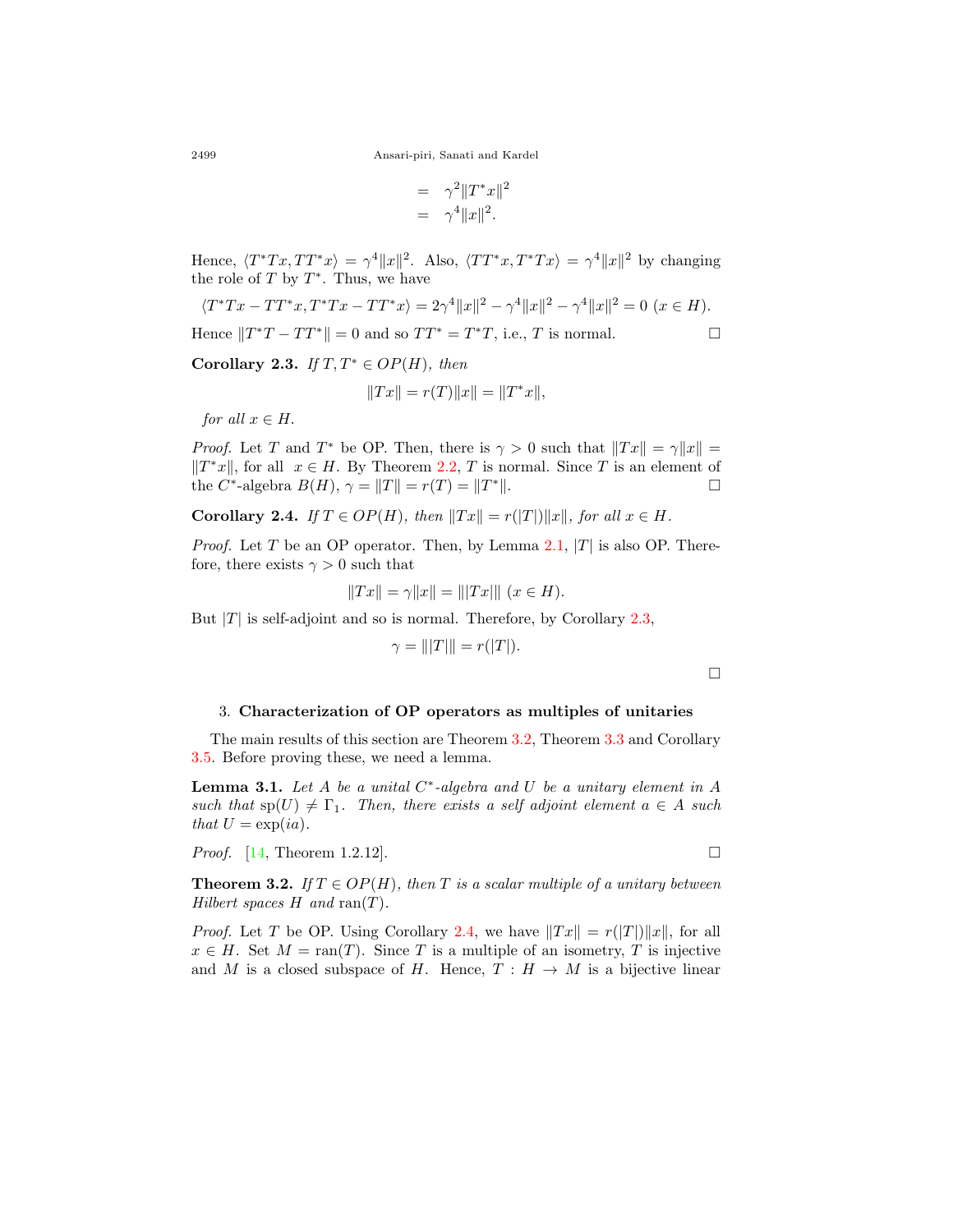$$
\begin{aligned}
&= \gamma^2 \|T^*x\|^2 \\
&= \gamma^4 \|x\|^2.
\end{aligned}
$$

Hence, $\langle T^*Tx, TT^*x\rangle = \gamma^4\|x\|^2$. Also, $\langle TT^*x, T^*Tx\rangle = \gamma^4\|x\|^2$ by changing the role of $T$ by $T^*$. Thus, we have

$$\langle T^*Tx - TT^*x, T^*Tx - TT^*x\rangle = 2\gamma^4\|x\|^2 - \gamma^4\|x\|^2 - \gamma^4\|x\|^2 = 0 \ (x \in H).$$

Hence $\|T^*T - TT^*\| = 0$ and so $TT^* = T^*T$, i.e., $T$ is normal. □

**Corollary 2.3.** *If $T, T^* \in OP(H)$, then*

$$\|Tx\| = r(T)\|x\| = \|T^*x\|,$$

*for all $x \in H$.*

*Proof.* Let $T$ and $T^*$ be OP. Then, there is $\gamma > 0$ such that $\|Tx\| = \gamma\|x\| = \|T^*x\|$, for all $x \in H$. By Theorem 2.2, $T$ is normal. Since $T$ is an element of the $C^*$-algebra $B(H)$, $\gamma = \|T\| = r(T) = \|T^*\|$. □

**Corollary 2.4.** *If $T \in OP(H)$, then $\|Tx\| = r(|T|)\|x\|$, for all $x \in H$.*

*Proof.* Let $T$ be an OP operator. Then, by Lemma 2.1, $|T|$ is also OP. Therefore, there exists $\gamma > 0$ such that

$$\|Tx\| = \gamma\|x\| = \||Tx|\| \ (x \in H).$$

But $|T|$ is self-adjoint and so is normal. Therefore, by Corollary 2.3,

$$\gamma = \||T|\| = r(|T|).$$

□

## 3. Characterization of OP operators as multiples of unitaries

The main results of this section are Theorem 3.2, Theorem 3.3 and Corollary 3.5. Before proving these, we need a lemma.

**Lemma 3.1.** *Let $A$ be a unital $C^*$-algebra and $U$ be a unitary element in $A$ such that $\mathrm{sp}(U) \neq \Gamma_1$. Then, there exists a self adjoint element $a \in A$ such that $U = \exp(ia)$.*

*Proof.* [14, Theorem 1.2.12]. □

**Theorem 3.2.** *If $T \in OP(H)$, then $T$ is a scalar multiple of a unitary between Hilbert spaces $H$ and $\mathrm{ran}(T)$.*

*Proof.* Let $T$ be OP. Using Corollary 2.4, we have $\|Tx\| = r(|T|)\|x\|$, for all $x \in H$. Set $M = \mathrm{ran}(T)$. Since $T$ is a multiple of an isometry, $T$ is injective and $M$ is a closed subspace of $H$. Hence, $T : H \to M$ is a bijective linear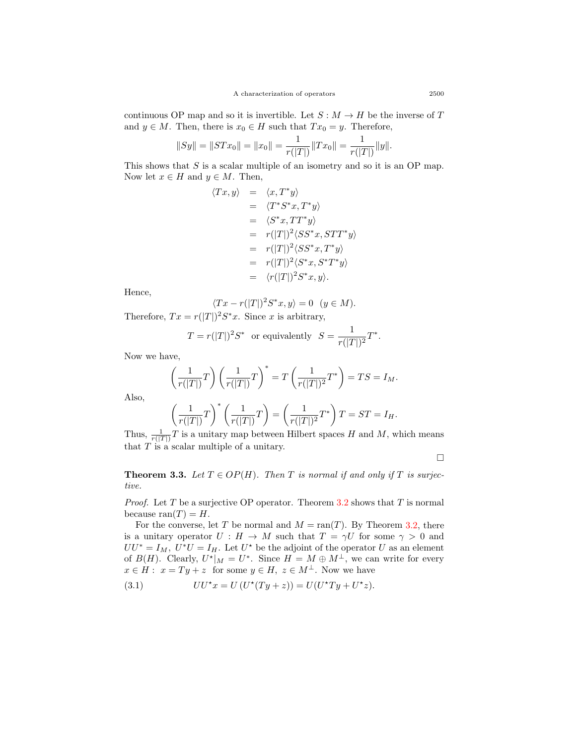continuous OP map and so it is invertible. Let $S : M \to H$ be the inverse of $T$ and $y \in M$. Then, there is $x_0 \in H$ such that $Tx_0 = y$. Therefore,

$$\|Sy\| = \|STx_0\| = \|x_0\| = \frac{1}{r(|T|)}\|Tx_0\| = \frac{1}{r(|T|)}\|y\|.$$

This shows that $S$ is a scalar multiple of an isometry and so it is an OP map. Now let $x \in H$ and $y \in M$. Then,

$$\begin{aligned}
\langle Tx, y\rangle &= \langle x, T^*y\rangle \\
&= \langle T^*S^*x, T^*y\rangle \\
&= \langle S^*x, TT^*y\rangle \\
&= r(|T|)^2\langle SS^*x, STT^*y\rangle \\
&= r(|T|)^2\langle SS^*x, T^*y\rangle \\
&= r(|T|)^2\langle S^*x, S^*T^*y\rangle \\
&= \langle r(|T|)^2S^*x, y\rangle.
\end{aligned}$$

Hence,

$$\langle Tx - r(|T|)^2S^*x, y\rangle = 0 \quad (y \in M).$$

Therefore, $Tx = r(|T|)^2S^*x$. Since $x$ is arbitrary,

$$T = r(|T|)^2S^* \quad \text{or equivalently} \quad S = \frac{1}{r(|T|)^2}T^*.$$

Now we have,

$$\left(\frac{1}{r(|T|)}T\right)\left(\frac{1}{r(|T|)}T\right)^* = T\left(\frac{1}{r(|T|)^2}T^*\right) = TS = I_M.$$

Also,

$$\left(\frac{1}{r(|T|)}T\right)^*\left(\frac{1}{r(|T|)}T\right) = \left(\frac{1}{r(|T|)^2}T^*\right)T = ST = I_H.$$

Thus, $\frac{1}{r(|T|)}T$ is a unitary map between Hilbert spaces $H$ and $M$, which means that $T$ is a scalar multiple of a unitary.

□

**Theorem 3.3.** *Let $T \in OP(H)$. Then $T$ is normal if and only if $T$ is surjective.*

*Proof.* Let $T$ be a surjective OP operator. Theorem 3.2 shows that $T$ is normal because $\operatorname{ran}(T) = H$.

For the converse, let $T$ be normal and $M = \operatorname{ran}(T)$. By Theorem 3.2, there is a unitary operator $U : H \to M$ such that $T = \gamma U$ for some $\gamma > 0$ and $UU^* = I_M$, $U^*U = I_H$. Let $U^\star$ be the adjoint of the operator $U$ as an element of $B(H)$. Clearly, $U^\star|_M = U^*$. Since $H = M \oplus M^\perp$, we can write for every $x \in H:\ x = Ty + z$ for some $y \in H$, $z \in M^\perp$. Now we have

$$UU^\star x = U\left(U^\star(Ty + z)\right) = U(U^\star Ty + U^\star z). \tag{3.1}$$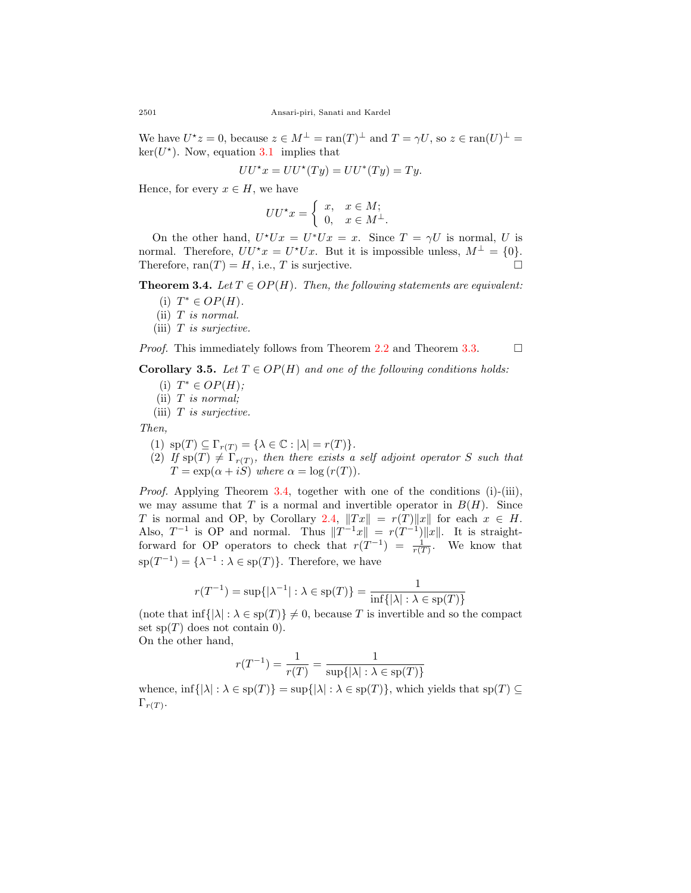We have $U^\star z = 0$, because $z \in M^\perp = \operatorname{ran}(T)^\perp$ and $T = \gamma U$, so $z \in \operatorname{ran}(U)^\perp = \ker(U^\star)$. Now, equation 3.1 implies that

$$UU^\star x = UU^\star(Ty) = UU^*(Ty) = Ty.$$

Hence, for every $x \in H$, we have

$$UU^\star x = \begin{cases} x, & x \in M; \\ 0, & x \in M^\perp. \end{cases}$$

On the other hand, $U^\star U x = U^* U x = x$. Since $T = \gamma U$ is normal, $U$ is normal. Therefore, $UU^\star x = U^\star U x$. But it is impossible unless, $M^\perp = \{0\}$. Therefore, $\operatorname{ran}(T) = H$, i.e., $T$ is surjective. □

**Theorem 3.4.** *Let $T \in OP(H)$. Then, the following statements are equivalent:*

(i) $T^* \in OP(H)$.

(ii) *$T$ is normal.*

(iii) *$T$ is surjective.*

*Proof.* This immediately follows from Theorem 2.2 and Theorem 3.3. □

**Corollary 3.5.** *Let $T \in OP(H)$ and one of the following conditions holds:*

(i) $T^* \in OP(H)$;

(ii) *$T$ is normal;*

(iii) *$T$ is surjective.*

*Then,*

(1) $\operatorname{sp}(T) \subseteq \Gamma_{r(T)} = \{\lambda \in \mathbb{C} : |\lambda| = r(T)\}$.

(2) *If $\operatorname{sp}(T) \neq \Gamma_{r(T)}$, then there exists a self adjoint operator $S$ such that $T = \exp(\alpha + iS)$ where $\alpha = \log(r(T))$.*

*Proof.* Applying Theorem 3.4, together with one of the conditions (i)-(iii), we may assume that $T$ is a normal and invertible operator in $B(H)$. Since $T$ is normal and OP, by Corollary 2.4, $\|Tx\| = r(T)\|x\|$ for each $x \in H$. Also, $T^{-1}$ is OP and normal. Thus $\|T^{-1}x\| = r(T^{-1})\|x\|$. It is straightforward for OP operators to check that $r(T^{-1}) = \frac{1}{r(T)}$. We know that $\operatorname{sp}(T^{-1}) = \{\lambda^{-1} : \lambda \in \operatorname{sp}(T)\}$. Therefore, we have

$$r(T^{-1}) = \sup\{|\lambda^{-1}| : \lambda \in \operatorname{sp}(T)\} = \frac{1}{\inf\{|\lambda| : \lambda \in \operatorname{sp}(T)\}}$$

(note that $\inf\{|\lambda| : \lambda \in \operatorname{sp}(T)\} \neq 0$, because $T$ is invertible and so the compact set $\operatorname{sp}(T)$ does not contain 0).

On the other hand,

$$r(T^{-1}) = \frac{1}{r(T)} = \frac{1}{\sup\{|\lambda| : \lambda \in \operatorname{sp}(T)\}}$$

whence, $\inf\{|\lambda| : \lambda \in \operatorname{sp}(T)\} = \sup\{|\lambda| : \lambda \in \operatorname{sp}(T)\}$, which yields that $\operatorname{sp}(T) \subseteq \Gamma_{r(T)}$.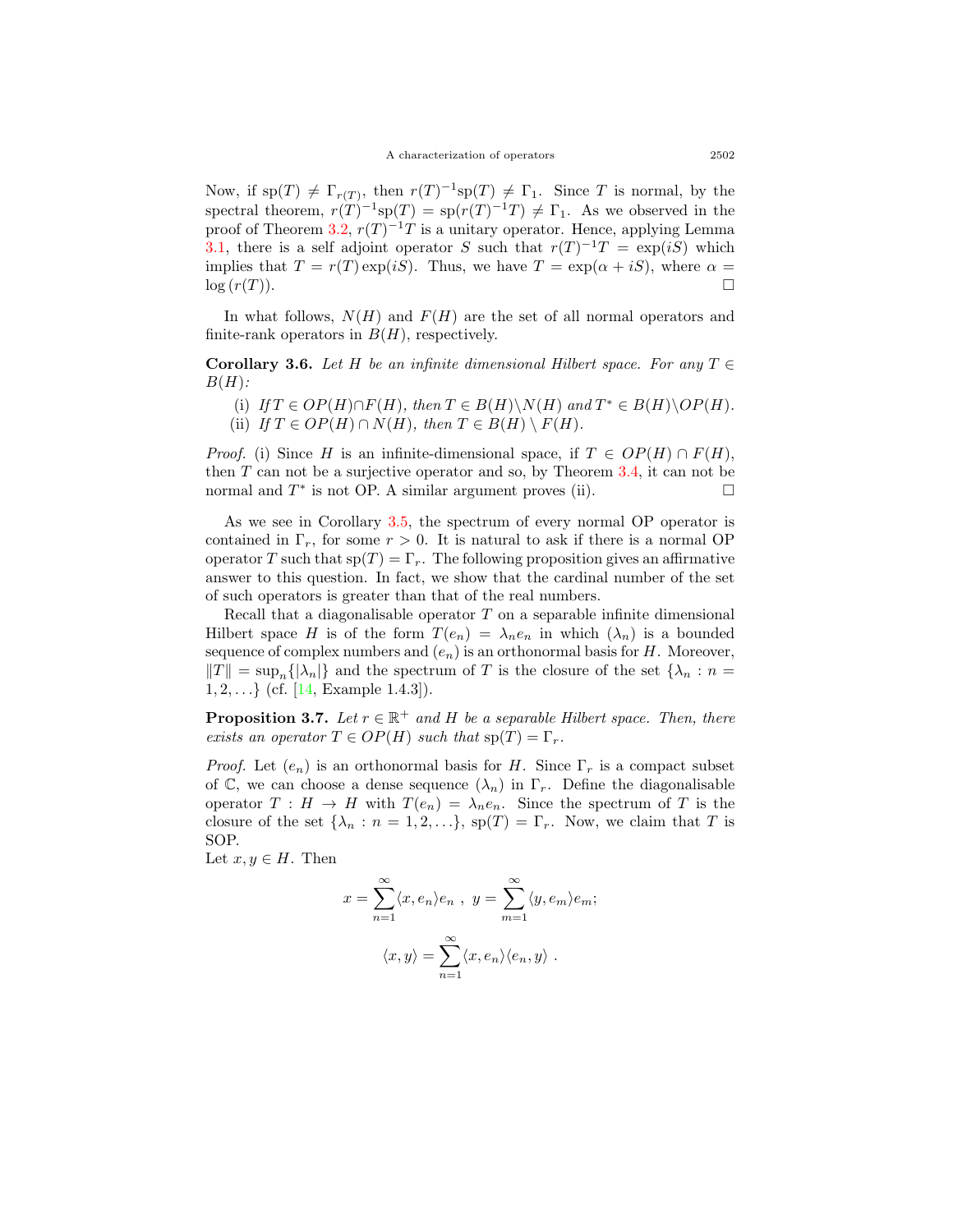Now, if $\mathrm{sp}(T) \neq \Gamma_{r(T)}$, then $r(T)^{-1}\mathrm{sp}(T) \neq \Gamma_1$. Since $T$ is normal, by the spectral theorem, $r(T)^{-1}\mathrm{sp}(T) = \mathrm{sp}(r(T)^{-1}T) \neq \Gamma_1$. As we observed in the proof of Theorem 3.2, $r(T)^{-1}T$ is a unitary operator. Hence, applying Lemma 3.1, there is a self adjoint operator $S$ such that $r(T)^{-1}T = \exp(iS)$ which implies that $T = r(T)\exp(iS)$. Thus, we have $T = \exp(\alpha + iS)$, where $\alpha = \log(r(T))$. □

In what follows, $N(H)$ and $F(H)$ are the set of all normal operators and finite-rank operators in $B(H)$, respectively.

**Corollary 3.6.** *Let $H$ be an infinite dimensional Hilbert space. For any $T \in B(H)$:*

(i) *If $T \in OP(H) \cap F(H)$, then $T \in B(H) \setminus N(H)$ and $T^* \in B(H) \setminus OP(H)$.*
(ii) *If $T \in OP(H) \cap N(H)$, then $T \in B(H) \setminus F(H)$.*

*Proof.* (i) Since $H$ is an infinite-dimensional space, if $T \in OP(H) \cap F(H)$, then $T$ can not be a surjective operator and so, by Theorem 3.4, it can not be normal and $T^*$ is not OP. A similar argument proves (ii). □

As we see in Corollary 3.5, the spectrum of every normal OP operator is contained in $\Gamma_r$, for some $r > 0$. It is natural to ask if there is a normal OP operator $T$ such that $\mathrm{sp}(T) = \Gamma_r$. The following proposition gives an affirmative answer to this question. In fact, we show that the cardinal number of the set of such operators is greater than that of the real numbers.

Recall that a diagonalisable operator $T$ on a separable infinite dimensional Hilbert space $H$ is of the form $T(e_n) = \lambda_n e_n$ in which $(\lambda_n)$ is a bounded sequence of complex numbers and $(e_n)$ is an orthonormal basis for $H$. Moreover, $\|T\| = \sup_n\{|\lambda_n|\}$ and the spectrum of $T$ is the closure of the set $\{\lambda_n : n = 1, 2, \ldots\}$ (cf. [14, Example 1.4.3]).

**Proposition 3.7.** *Let $r \in \mathbb{R}^+$ and $H$ be a separable Hilbert space. Then, there exists an operator $T \in OP(H)$ such that $\mathrm{sp}(T) = \Gamma_r$.*

*Proof.* Let $(e_n)$ is an orthonormal basis for $H$. Since $\Gamma_r$ is a compact subset of $\mathbb{C}$, we can choose a dense sequence $(\lambda_n)$ in $\Gamma_r$. Define the diagonalisable operator $T : H \to H$ with $T(e_n) = \lambda_n e_n$. Since the spectrum of $T$ is the closure of the set $\{\lambda_n : n = 1, 2, \ldots\}$, $\mathrm{sp}(T) = \Gamma_r$. Now, we claim that $T$ is SOP.
Let $x, y \in H$. Then

$$x = \sum_{n=1}^{\infty} \langle x, e_n \rangle e_n \ , \ y = \sum_{m=1}^{\infty} \langle y, e_m \rangle e_m;$$

$$\langle x, y \rangle = \sum_{n=1}^{\infty} \langle x, e_n \rangle \langle e_n, y \rangle \ .$$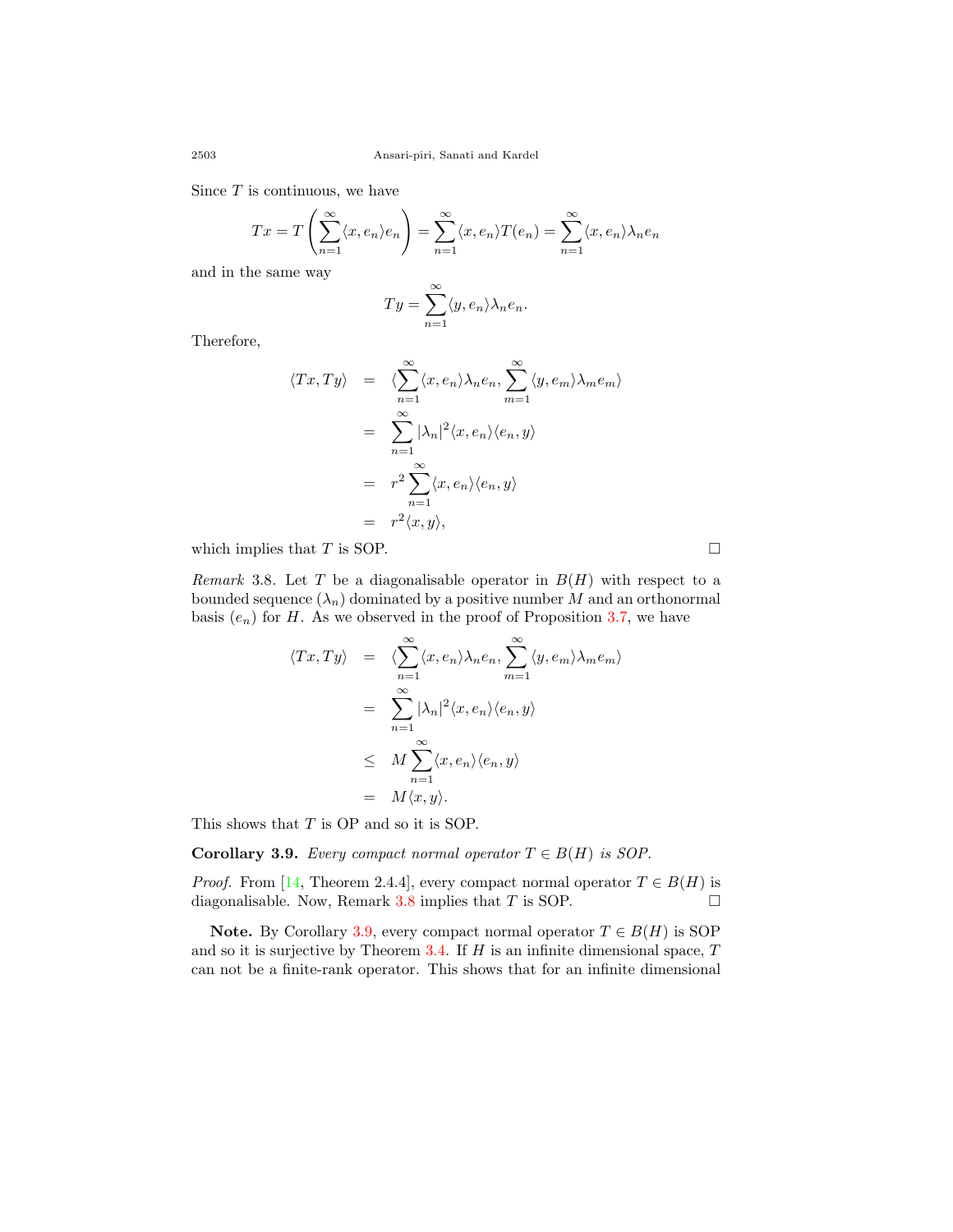Since $T$ is continuous, we have

$$Tx = T\left(\sum_{n=1}^{\infty}\langle x, e_n\rangle e_n\right) = \sum_{n=1}^{\infty}\langle x, e_n\rangle T(e_n) = \sum_{n=1}^{\infty}\langle x, e_n\rangle \lambda_n e_n$$

and in the same way

$$Ty = \sum_{n=1}^{\infty}\langle y, e_n\rangle \lambda_n e_n.$$

Therefore,

$$\begin{aligned}
\langle Tx, Ty\rangle &= \langle \sum_{n=1}^{\infty}\langle x, e_n\rangle \lambda_n e_n, \sum_{m=1}^{\infty}\langle y, e_m\rangle \lambda_m e_m\rangle \\
&= \sum_{n=1}^{\infty}|\lambda_n|^2 \langle x, e_n\rangle\langle e_n, y\rangle \\
&= r^2 \sum_{n=1}^{\infty}\langle x, e_n\rangle\langle e_n, y\rangle \\
&= r^2\langle x, y\rangle,
\end{aligned}$$

which implies that $T$ is SOP. □

*Remark* 3.8. Let $T$ be a diagonalisable operator in $B(H)$ with respect to a bounded sequence $(\lambda_n)$ dominated by a positive number $M$ and an orthonormal basis $(e_n)$ for $H$. As we observed in the proof of Proposition 3.7, we have

$$\begin{aligned}
\langle Tx, Ty\rangle &= \langle \sum_{n=1}^{\infty}\langle x, e_n\rangle \lambda_n e_n, \sum_{m=1}^{\infty}\langle y, e_m\rangle \lambda_m e_m\rangle \\
&= \sum_{n=1}^{\infty}|\lambda_n|^2 \langle x, e_n\rangle\langle e_n, y\rangle \\
&\leq M \sum_{n=1}^{\infty}\langle x, e_n\rangle\langle e_n, y\rangle \\
&= M\langle x, y\rangle.
\end{aligned}$$

This shows that $T$ is OP and so it is SOP.

**Corollary 3.9.** *Every compact normal operator $T \in B(H)$ is SOP.*

*Proof.* From [14, Theorem 2.4.4], every compact normal operator $T \in B(H)$ is diagonalisable. Now, Remark 3.8 implies that $T$ is SOP. □

**Note.** By Corollary 3.9, every compact normal operator $T \in B(H)$ is SOP and so it is surjective by Theorem 3.4. If $H$ is an infinite dimensional space, $T$ can not be a finite-rank operator. This shows that for an infinite dimensional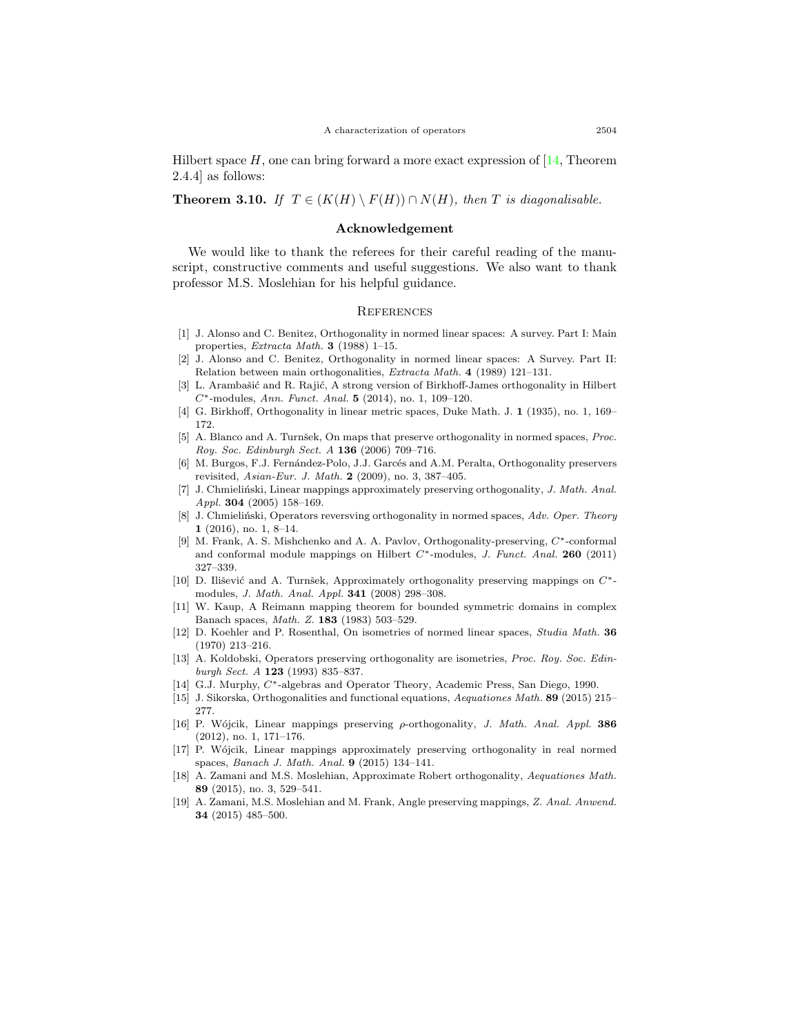Hilbert space $H$, one can bring forward a more exact expression of [14, Theorem 2.4.4] as follows:

**Theorem 3.10.** *If $T \in (K(H) \setminus F(H)) \cap N(H)$, then $T$ is diagonalisable.*

## Acknowledgement

We would like to thank the referees for their careful reading of the manuscript, constructive comments and useful suggestions. We also want to thank professor M.S. Moslehian for his helpful guidance.

## References

[1] J. Alonso and C. Benitez, Orthogonality in normed linear spaces: A survey. Part I: Main properties, *Extracta Math.* **3** (1988) 1–15.

[2] J. Alonso and C. Benitez, Orthogonality in normed linear spaces: A Survey. Part II: Relation between main orthogonalities, *Extracta Math.* **4** (1989) 121–131.

[3] L. Arambašić and R. Rajić, A strong version of Birkhoff-James orthogonality in Hilbert $C^*$-modules, *Ann. Funct. Anal.* **5** (2014), no. 1, 109–120.

[4] G. Birkhoff, Orthogonality in linear metric spaces, Duke Math. J. **1** (1935), no. 1, 169–172.

[5] A. Blanco and A. Turnšek, On maps that preserve orthogonality in normed spaces, *Proc. Roy. Soc. Edinburgh Sect. A* **136** (2006) 709–716.

[6] M. Burgos, F.J. Fernández-Polo, J.J. Garcés and A.M. Peralta, Orthogonality preservers revisited, *Asian-Eur. J. Math.* **2** (2009), no. 3, 387–405.

[7] J. Chmieliński, Linear mappings approximately preserving orthogonality, *J. Math. Anal. Appl.* **304** (2005) 158–169.

[8] J. Chmieliński, Operators reversving orthogonality in normed spaces, *Adv. Oper. Theory* **1** (2016), no. 1, 8–14.

[9] M. Frank, A. S. Mishchenko and A. A. Pavlov, Orthogonality-preserving, $C^*$-conformal and conformal module mappings on Hilbert $C^*$-modules, *J. Funct. Anal.* **260** (2011) 327–339.

[10] D. Ilišević and A. Turnšek, Approximately orthogonality preserving mappings on $C^*$-modules, *J. Math. Anal. Appl.* **341** (2008) 298–308.

[11] W. Kaup, A Reimann mapping theorem for bounded symmetric domains in complex Banach spaces, *Math. Z.* **183** (1983) 503–529.

[12] D. Koehler and P. Rosenthal, On isometries of normed linear spaces, *Studia Math.* **36** (1970) 213–216.

[13] A. Koldobski, Operators preserving orthogonality are isometries, *Proc. Roy. Soc. Edinburgh Sect. A* **123** (1993) 835–837.

[14] G.J. Murphy, $C^*$-algebras and Operator Theory, Academic Press, San Diego, 1990.

[15] J. Sikorska, Orthogonalities and functional equations, *Aequationes Math.* **89** (2015) 215–277.

[16] P. Wójcik, Linear mappings preserving $\rho$-orthogonality, *J. Math. Anal. Appl.* **386** (2012), no. 1, 171–176.

[17] P. Wójcik, Linear mappings approximately preserving orthogonality in real normed spaces, *Banach J. Math. Anal.* **9** (2015) 134–141.

[18] A. Zamani and M.S. Moslehian, Approximate Robert orthogonality, *Aequationes Math.* **89** (2015), no. 3, 529–541.

[19] A. Zamani, M.S. Moslehian and M. Frank, Angle preserving mappings, *Z. Anal. Anwend.* **34** (2015) 485–500.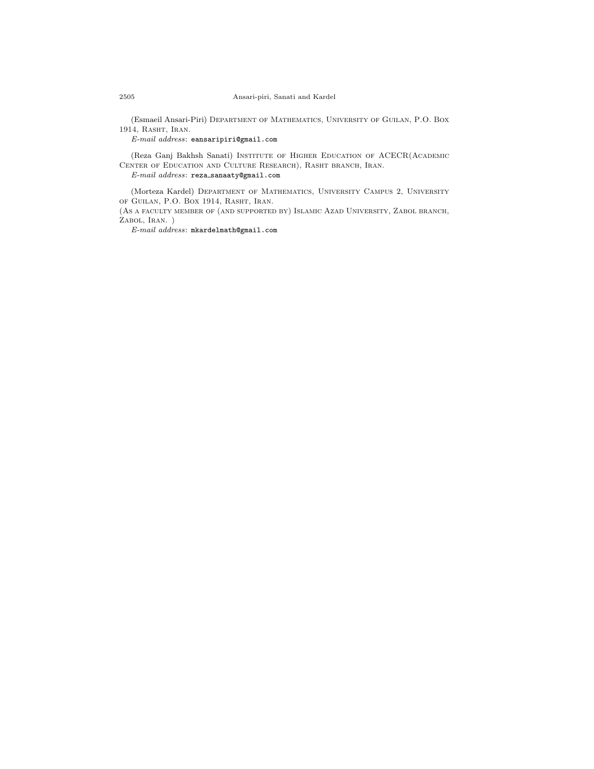(Esmaeil Ansari-Piri) Department of Mathematics, University of Guilan, P.O. Box 1914, Rasht, Iran.

*E-mail address*: eansaripiri@gmail.com

(Reza Ganj Bakhsh Sanati) Institute of Higher Education of ACECR(Academic Center of Education and Culture Research), Rasht branch, Iran.

*E-mail address*: reza_sanaaty@gmail.com

(Morteza Kardel) Department of Mathematics, University Campus 2, University of Guilan, P.O. Box 1914, Rasht, Iran.
(As a faculty member of (and supported by) Islamic Azad University, Zabol branch, Zabol, Iran. )

*E-mail address*: mkardelmath@gmail.com